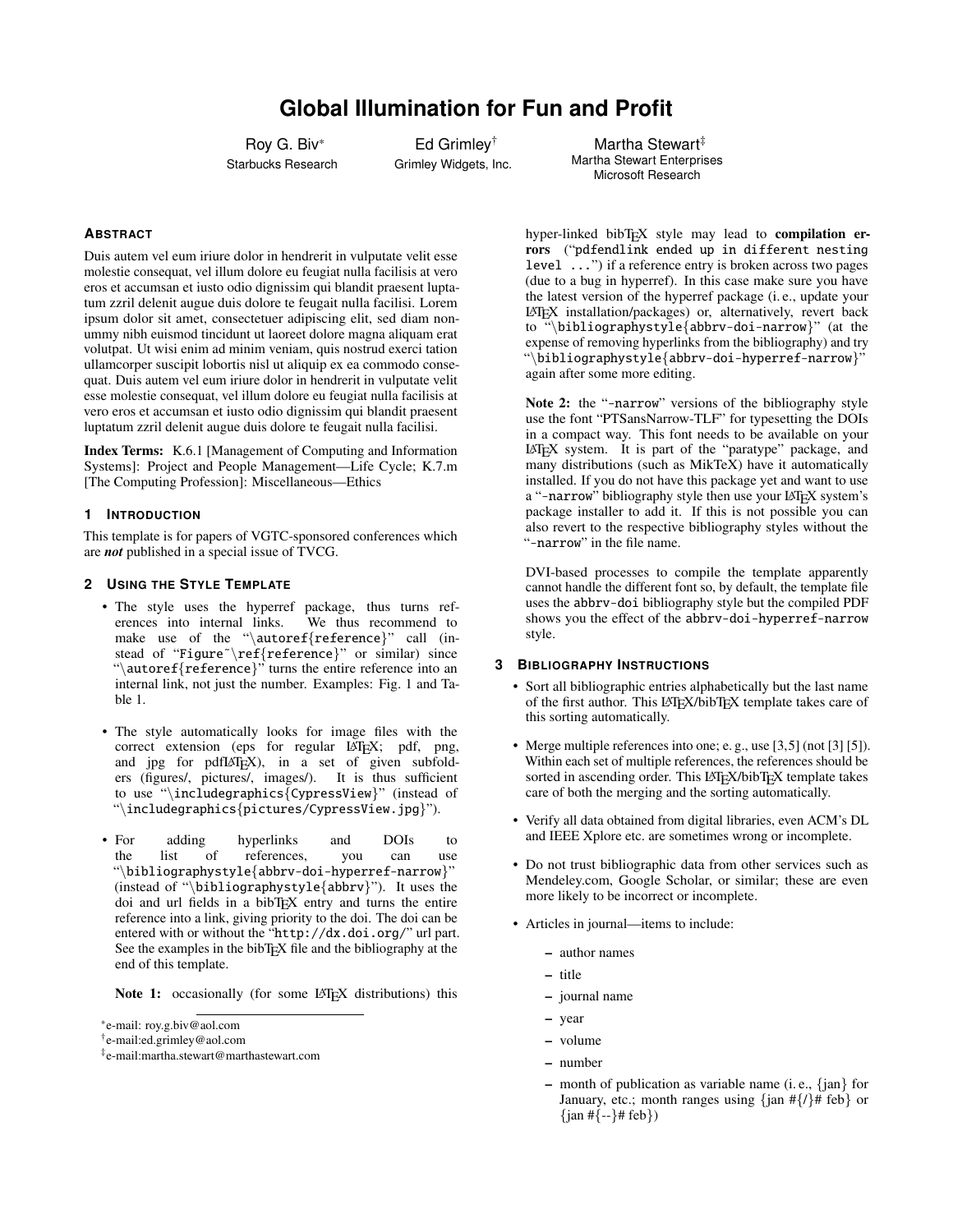# Global Illumination for Fun and Profit

Roy G. Biv* — Starbucks Research

Ed Grimley† — Grimley Widgets, Inc.

Martha Stewart‡ — Martha Stewart Enterprises, Microsoft Research

## Abstract

Duis autem vel eum iriure dolor in hendrerit in vulputate velit esse molestie consequat, vel illum dolore eu feugiat nulla facilisis at vero eros et accumsan et iusto odio dignissim qui blandit praesent luptatum zzril delenit augue duis dolore te feugait nulla facilisi. Lorem ipsum dolor sit amet, consectetuer adipiscing elit, sed diam nonummy nibh euismod tincidunt ut laoreet dolore magna aliquam erat volutpat. Ut wisi enim ad minim veniam, quis nostrud exerci tation ullamcorper suscipit lobortis nisl ut aliquip ex ea commodo consequat. Duis autem vel eum iriure dolor in hendrerit in vulputate velit esse molestie consequat, vel illum dolore eu feugiat nulla facilisis at vero eros et accumsan et iusto odio dignissim qui blandit praesent luptatum zzril delenit augue duis dolore te feugait nulla facilisi.

**Index Terms:** K.6.1 [Management of Computing and Information Systems]: Project and People Management—Life Cycle; K.7.m [The Computing Profession]: Miscellaneous—Ethics

## 1 Introduction

This template is for papers of VGTC-sponsored conferences which are ***not*** published in a special issue of TVCG.

## 2 Using the Style Template

- The style uses the hyperref package, thus turns references into internal links. We thus recommend to make use of the "`\autoref{reference}`" call (instead of "`Figure~\ref{reference}`" or similar) since "`\autoref{reference}`" turns the entire reference into an internal link, not just the number. Examples: Fig. 1 and Table 1.

- The style automatically looks for image files with the correct extension (eps for regular LaTeX; pdf, png, and jpg for pdfLaTeX), in a set of given subfolders (figures/, pictures/, images/). It is thus sufficient to use "`\includegraphics{CypressView}`" (instead of "`\includegraphics{pictures/CypressView.jpg}`").

- For adding hyperlinks and DOIs to the list of references, you can use "`\bibliographystyle{abbrv-doi-hyperref-narrow}`" (instead of "`\bibliographystyle{abbrv}`"). It uses the doi and url fields in a bibTeX entry and turns the entire reference into a link, giving priority to the doi. The doi can be entered with or without the "`http://dx.doi.org/`" url part. See the examples in the bibTeX file and the bibliography at the end of this template.

  **Note 1:** occasionally (for some LaTeX distributions) this hyper-linked bibTeX style may lead to **compilation errors** ("`pdfendlink ended up in different nesting level ...`") if a reference entry is broken across two pages (due to a bug in hyperref). In this case make sure you have the latest version of the hyperref package (i. e., update your LaTeX installation/packages) or, alternatively, revert back to "`\bibliographystyle{abbrv-doi-narrow}`" (at the expense of removing hyperlinks from the bibliography) and try "`\bibliographystyle{abbrv-doi-hyperref-narrow}`" again after some more editing.

  **Note 2:** the "`-narrow`" versions of the bibliography style use the font "PTSansNarrow-TLF" for typesetting the DOIs in a compact way. This font needs to be available on your LaTeX system. It is part of the "paratype" package, and many distributions (such as MikTeX) have it automatically installed. If you do not have this package yet and want to use a "`-narrow`" bibliography style then use your LaTeX system's package installer to add it. If this is not possible you can also revert to the respective bibliography styles without the "`-narrow`" in the file name.

  DVI-based processes to compile the template apparently cannot handle the different font so, by default, the template file uses the `abbrv-doi` bibliography style but the compiled PDF shows you the effect of the `abbrv-doi-hyperref-narrow` style.

## 3 Bibliography Instructions

- Sort all bibliographic entries alphabetically but the last name of the first author. This LaTeX/bibTeX template takes care of this sorting automatically.

- Merge multiple references into one; e. g., use [3,5] (not [3] [5]). Within each set of multiple references, the references should be sorted in ascending order. This LaTeX/bibTeX template takes care of both the merging and the sorting automatically.

- Verify all data obtained from digital libraries, even ACM's DL and IEEE Xplore etc. are sometimes wrong or incomplete.

- Do not trust bibliographic data from other services such as Mendeley.com, Google Scholar, or similar; these are even more likely to be incorrect or incomplete.

- Articles in journal—items to include:
  - author names
  - title
  - journal name
  - year
  - volume
  - number
  - month of publication as variable name (i. e., {jan} for January, etc.; month ranges using {jan #{/}# feb} or {jan #{--}# feb})

---

*e-mail: roy.g.biv@aol.com

†e-mail:ed.grimley@aol.com

‡e-mail:martha.stewart@marthastewart.com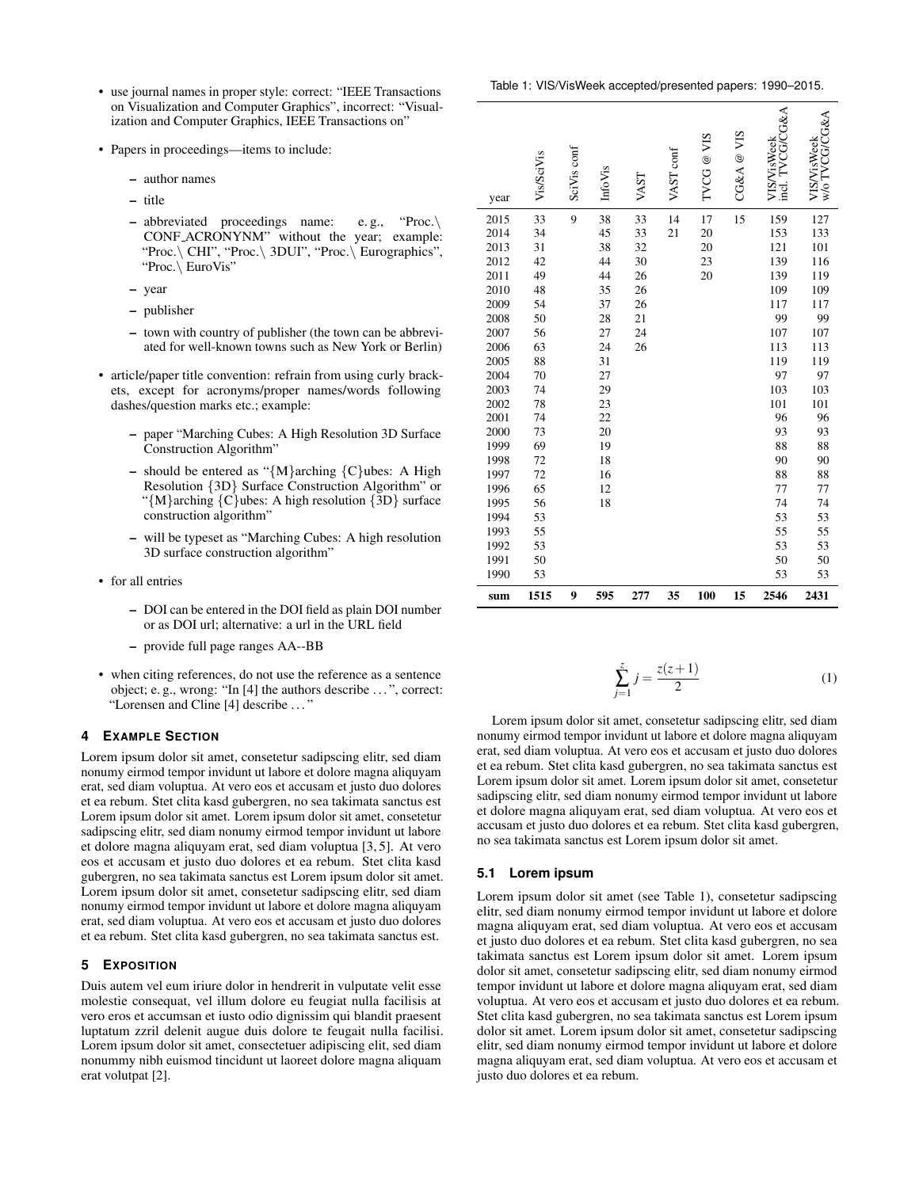- use journal names in proper style: correct: "IEEE Transactions on Visualization and Computer Graphics", incorrect: "Visualization and Computer Graphics, IEEE Transactions on"
- Papers in proceedings—items to include:
  - author names
  - title
  - abbreviated proceedings name: e. g., "Proc.\ CONF_ACRONYNM" without the year; example: "Proc.\ CHI", "Proc.\ 3DUI", "Proc.\ Eurographics", "Proc.\ EuroVis"
  - year
  - publisher
  - town with country of publisher (the town can be abbreviated for well-known towns such as New York or Berlin)
- article/paper title convention: refrain from using curly brackets, except for acronyms/proper names/words following dashes/question marks etc.; example:
  - paper "Marching Cubes: A High Resolution 3D Surface Construction Algorithm"
  - should be entered as "{M}arching {C}ubes: A High Resolution {3D} Surface Construction Algorithm" or "{M}arching {C}ubes: A high resolution {3D} surface construction algorithm"
  - will be typeset as "Marching Cubes: A high resolution 3D surface construction algorithm"
- for all entries
  - DOI can be entered in the DOI field as plain DOI number or as DOI url; alternative: a url in the URL field
  - provide full page ranges AA--BB
- when citing references, do not use the reference as a sentence object; e. g., wrong: "In [4] the authors describe ...", correct: "Lorensen and Cline [4] describe ..."

## 4 Example Section

Lorem ipsum dolor sit amet, consetetur sadipscing elitr, sed diam nonumy eirmod tempor invidunt ut labore et dolore magna aliquyam erat, sed diam voluptua. At vero eos et accusam et justo duo dolores et ea rebum. Stet clita kasd gubergren, no sea takimata sanctus est Lorem ipsum dolor sit amet. Lorem ipsum dolor sit amet, consetetur sadipscing elitr, sed diam nonumy eirmod tempor invidunt ut labore et dolore magna aliquyam erat, sed diam voluptua [3, 5]. At vero eos et accusam et justo duo dolores et ea rebum. Stet clita kasd gubergren, no sea takimata sanctus est Lorem ipsum dolor sit amet. Lorem ipsum dolor sit amet, consetetur sadipscing elitr, sed diam nonumy eirmod tempor invidunt ut labore et dolore magna aliquyam erat, sed diam voluptua. At vero eos et accusam et justo duo dolores et ea rebum. Stet clita kasd gubergren, no sea takimata sanctus est.

## 5 Exposition

Duis autem vel eum iriure dolor in hendrerit in vulputate velit esse molestie consequat, vel illum dolore eu feugiat nulla facilisis at vero eros et accumsan et iusto odio dignissim qui blandit praesent luptatum zzril delenit augue duis dolore te feugait nulla facilisi. Lorem ipsum dolor sit amet, consectetuer adipiscing elit, sed diam nonummy nibh euismod tincidunt ut laoreet dolore magna aliquam erat volutpat [2].

Table 1: VIS/VisWeek accepted/presented papers: 1990–2015.

| year | Vis/SciVis | SciVis conf | InfoVis | VAST | VAST conf | TVCG @ VIS | CG&A @ VIS | VIS/VisWeek incl. TVCG/CG&A | VIS/VisWeek w/o TVCG/CG&A |
|---|---|---|---|---|---|---|---|---|---|
| 2015 | 33 | 9 | 38 | 33 | 14 | 17 | 15 | 159 | 127 |
| 2014 | 34 | | 45 | 33 | 21 | 20 | | 153 | 133 |
| 2013 | 31 | | 38 | 32 | | 20 | | 121 | 101 |
| 2012 | 42 | | 44 | 30 | | 23 | | 139 | 116 |
| 2011 | 49 | | 44 | 26 | | 20 | | 139 | 119 |
| 2010 | 48 | | 35 | 26 | | | | 109 | 109 |
| 2009 | 54 | | 37 | 26 | | | | 117 | 117 |
| 2008 | 50 | | 28 | 21 | | | | 99 | 99 |
| 2007 | 56 | | 27 | 24 | | | | 107 | 107 |
| 2006 | 63 | | 24 | 26 | | | | 113 | 113 |
| 2005 | 88 | | 31 | | | | | 119 | 119 |
| 2004 | 70 | | 27 | | | | | 97 | 97 |
| 2003 | 74 | | 29 | | | | | 103 | 103 |
| 2002 | 78 | | 23 | | | | | 101 | 101 |
| 2001 | 74 | | 22 | | | | | 96 | 96 |
| 2000 | 73 | | 20 | | | | | 93 | 93 |
| 1999 | 69 | | 19 | | | | | 88 | 88 |
| 1998 | 72 | | 18 | | | | | 90 | 90 |
| 1997 | 72 | | 16 | | | | | 88 | 88 |
| 1996 | 65 | | 12 | | | | | 77 | 77 |
| 1995 | 56 | | 18 | | | | | 74 | 74 |
| 1994 | 53 | | | | | | | 53 | 53 |
| 1993 | 55 | | | | | | | 55 | 55 |
| 1992 | 53 | | | | | | | 53 | 53 |
| 1991 | 50 | | | | | | | 50 | 50 |
| 1990 | 53 | | | | | | | 53 | 53 |
| **sum** | **1515** | **9** | **595** | **277** | **35** | **100** | **15** | **2546** | **2431** |

$$\sum_{j=1}^{z} j = \frac{z(z+1)}{2} \tag{1}$$

Lorem ipsum dolor sit amet, consetetur sadipscing elitr, sed diam nonumy eirmod tempor invidunt ut labore et dolore magna aliquyam erat, sed diam voluptua. At vero eos et accusam et justo duo dolores et ea rebum. Stet clita kasd gubergren, no sea takimata sanctus est Lorem ipsum dolor sit amet. Lorem ipsum dolor sit amet, consetetur sadipscing elitr, sed diam nonumy eirmod tempor invidunt ut labore et dolore magna aliquyam erat, sed diam voluptua. At vero eos et accusam et justo duo dolores et ea rebum. Stet clita kasd gubergren, no sea takimata sanctus est Lorem ipsum dolor sit amet.

### 5.1 Lorem ipsum

Lorem ipsum dolor sit amet (see Table 1), consetetur sadipscing elitr, sed diam nonumy eirmod tempor invidunt ut labore et dolore magna aliquyam erat, sed diam voluptua. At vero eos et accusam et justo duo dolores et ea rebum. Stet clita kasd gubergren, no sea takimata sanctus est Lorem ipsum dolor sit amet. Lorem ipsum dolor sit amet, consetetur sadipscing elitr, sed diam nonumy eirmod tempor invidunt ut labore et dolore magna aliquyam erat, sed diam voluptua. At vero eos et accusam et justo duo dolores et ea rebum. Stet clita kasd gubergren, no sea takimata sanctus est Lorem ipsum dolor sit amet. Lorem ipsum dolor sit amet, consetetur sadipscing elitr, sed diam nonumy eirmod tempor invidunt ut labore et dolore magna aliquyam erat, sed diam voluptua. At vero eos et accusam et justo duo dolores et ea rebum.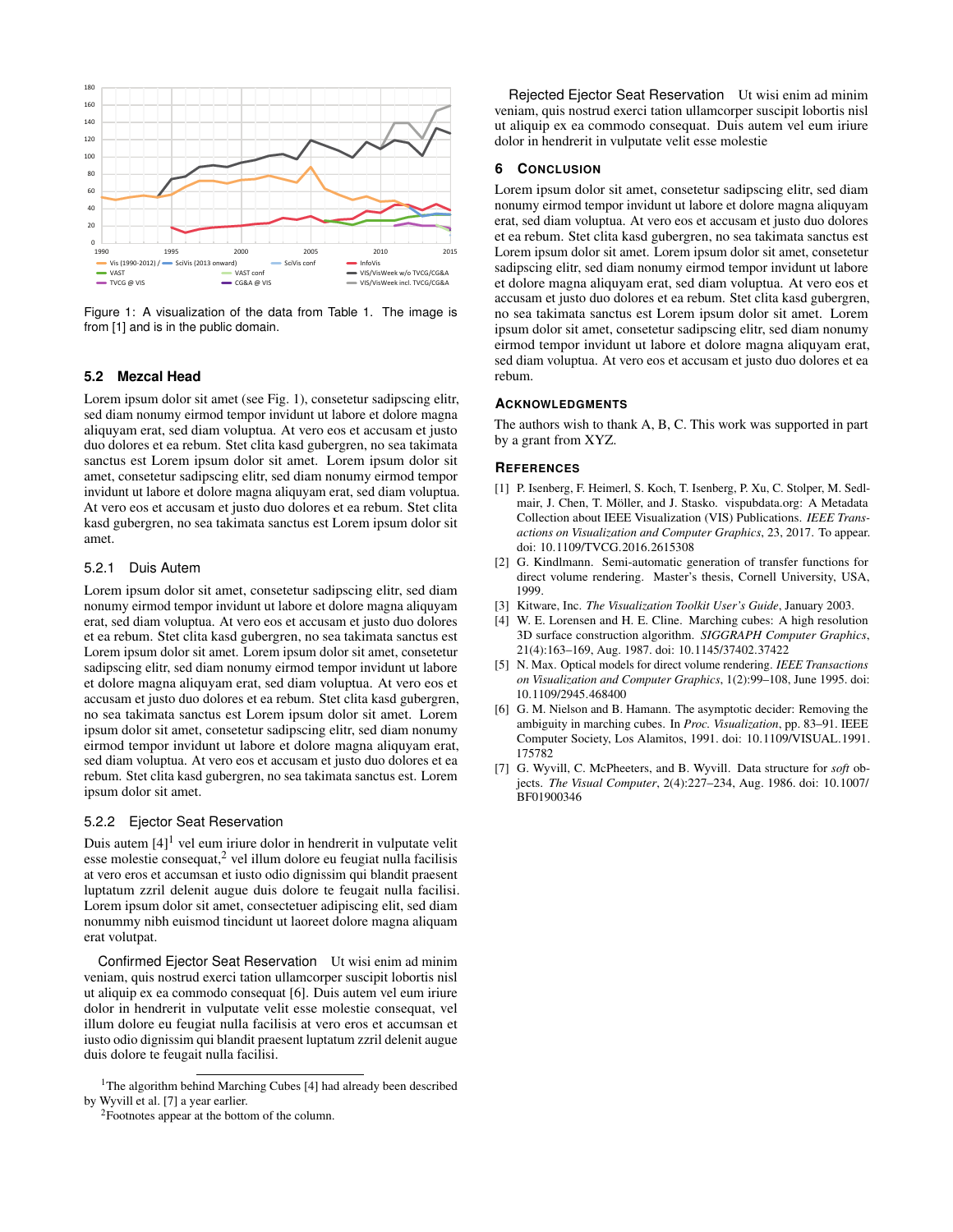180

160

140

120

100

80

60

40

20

0

1990 1995 2000 2005 2010 2015

Vis (1990-2012) / SciVis (2013 onward)
SciVis conf
InfoVis
VAST
VAST conf
VIS/VisWeek w/o TVCG/CG&A
TVCG @ VIS
CG&A @ VIS
VIS/VisWeek incl. TVCG/CG&A

Figure 1: A visualization of the data from Table 1. The image is from [1] and is in the public domain.

### 5.2 Mezcal Head

Lorem ipsum dolor sit amet (see Fig. 1), consetetur sadipscing elitr, sed diam nonumy eirmod tempor invidunt ut labore et dolore magna aliquyam erat, sed diam voluptua. At vero eos et accusam et justo duo dolores et ea rebum. Stet clita kasd gubergren, no sea takimata sanctus est Lorem ipsum dolor sit amet. Lorem ipsum dolor sit amet, consetetur sadipscing elitr, sed diam nonumy eirmod tempor invidunt ut labore et dolore magna aliquyam erat, sed diam voluptua. At vero eos et accusam et justo duo dolores et ea rebum. Stet clita kasd gubergren, no sea takimata sanctus est Lorem ipsum dolor sit amet.

#### 5.2.1 Duis Autem

Lorem ipsum dolor sit amet, consetetur sadipscing elitr, sed diam nonumy eirmod tempor invidunt ut labore et dolore magna aliquyam erat, sed diam voluptua. At vero eos et accusam et justo duo dolores et ea rebum. Stet clita kasd gubergren, no sea takimata sanctus est Lorem ipsum dolor sit amet. Lorem ipsum dolor sit amet, consetetur sadipscing elitr, sed diam nonumy eirmod tempor invidunt ut labore et dolore magna aliquyam erat, sed diam voluptua. At vero eos et accusam et justo duo dolores et ea rebum. Stet clita kasd gubergren, no sea takimata sanctus est Lorem ipsum dolor sit amet. Lorem ipsum dolor sit amet, consetetur sadipscing elitr, sed diam nonumy eirmod tempor invidunt ut labore et dolore magna aliquyam erat, sed diam voluptua. At vero eos et accusam et justo duo dolores et ea rebum. Stet clita kasd gubergren, no sea takimata sanctus est. Lorem ipsum dolor sit amet.

#### 5.2.2 Ejector Seat Reservation

Duis autem [4][1] vel eum iriure dolor in hendrerit in vulputate velit esse molestie consequat,[2] vel illum dolore eu feugiat nulla facilisis at vero eros et accumsan et iusto odio dignissim qui blandit praesent luptatum zzril delenit augue duis dolore te feugait nulla facilisi. Lorem ipsum dolor sit amet, consectetuer adipiscing elit, sed diam nonummy nibh euismod tincidunt ut laoreet dolore magna aliquam erat volutpat.

**Confirmed Ejector Seat Reservation** Ut wisi enim ad minim veniam, quis nostrud exerci tation ullamcorper suscipit lobortis nisl ut aliquip ex ea commodo consequat [6]. Duis autem vel eum iriure dolor in hendrerit in vulputate velit esse molestie consequat, vel illum dolore eu feugiat nulla facilisis at vero eros et accumsan et iusto odio dignissim qui blandit praesent luptatum zzril delenit augue duis dolore te feugait nulla facilisi.

**Rejected Ejector Seat Reservation** Ut wisi enim ad minim veniam, quis nostrud exerci tation ullamcorper suscipit lobortis nisl ut aliquip ex ea commodo consequat. Duis autem vel eum iriure dolor in hendrerit in vulputate velit esse molestie

## 6 Conclusion

Lorem ipsum dolor sit amet, consetetur sadipscing elitr, sed diam nonumy eirmod tempor invidunt ut labore et dolore magna aliquyam erat, sed diam voluptua. At vero eos et accusam et justo duo dolores et ea rebum. Stet clita kasd gubergren, no sea takimata sanctus est Lorem ipsum dolor sit amet. Lorem ipsum dolor sit amet, consetetur sadipscing elitr, sed diam nonumy eirmod tempor invidunt ut labore et dolore magna aliquyam erat, sed diam voluptua. At vero eos et accusam et justo duo dolores et ea rebum. Stet clita kasd gubergren, no sea takimata sanctus est Lorem ipsum dolor sit amet. Lorem ipsum dolor sit amet, consetetur sadipscing elitr, sed diam nonumy eirmod tempor invidunt ut labore et dolore magna aliquyam erat, sed diam voluptua. At vero eos et accusam et justo duo dolores et ea rebum.

## Acknowledgments

The authors wish to thank A, B, C. This work was supported in part by a grant from XYZ.

## References

[1] P. Isenberg, F. Heimerl, S. Koch, T. Isenberg, P. Xu, C. Stolper, M. Sedlmair, J. Chen, T. Möller, and J. Stasko. vispubdata.org: A Metadata Collection about IEEE Visualization (VIS) Publications. *IEEE Transactions on Visualization and Computer Graphics*, 23, 2017. To appear. doi: 10.1109/TVCG.2016.2615308

[2] G. Kindlmann. Semi-automatic generation of transfer functions for direct volume rendering. Master's thesis, Cornell University, USA, 1999.

[3] Kitware, Inc. *The Visualization Toolkit User's Guide*, January 2003.

[4] W. E. Lorensen and H. E. Cline. Marching cubes: A high resolution 3D surface construction algorithm. *SIGGRAPH Computer Graphics*, 21(4):163–169, Aug. 1987. doi: 10.1145/37402.37422

[5] N. Max. Optical models for direct volume rendering. *IEEE Transactions on Visualization and Computer Graphics*, 1(2):99–108, June 1995. doi: 10.1109/2945.468400

[6] G. M. Nielson and B. Hamann. The asymptotic decider: Removing the ambiguity in marching cubes. In *Proc. Visualization*, pp. 83–91. IEEE Computer Society, Los Alamitos, 1991. doi: 10.1109/VISUAL.1991.175782

[7] G. Wyvill, C. McPheeters, and B. Wyvill. Data structure for *soft* objects. *The Visual Computer*, 2(4):227–234, Aug. 1986. doi: 10.1007/BF01900346

---

[1] The algorithm behind Marching Cubes [4] had already been described by Wyvill et al. [7] a year earlier.

[2] Footnotes appear at the bottom of the column.